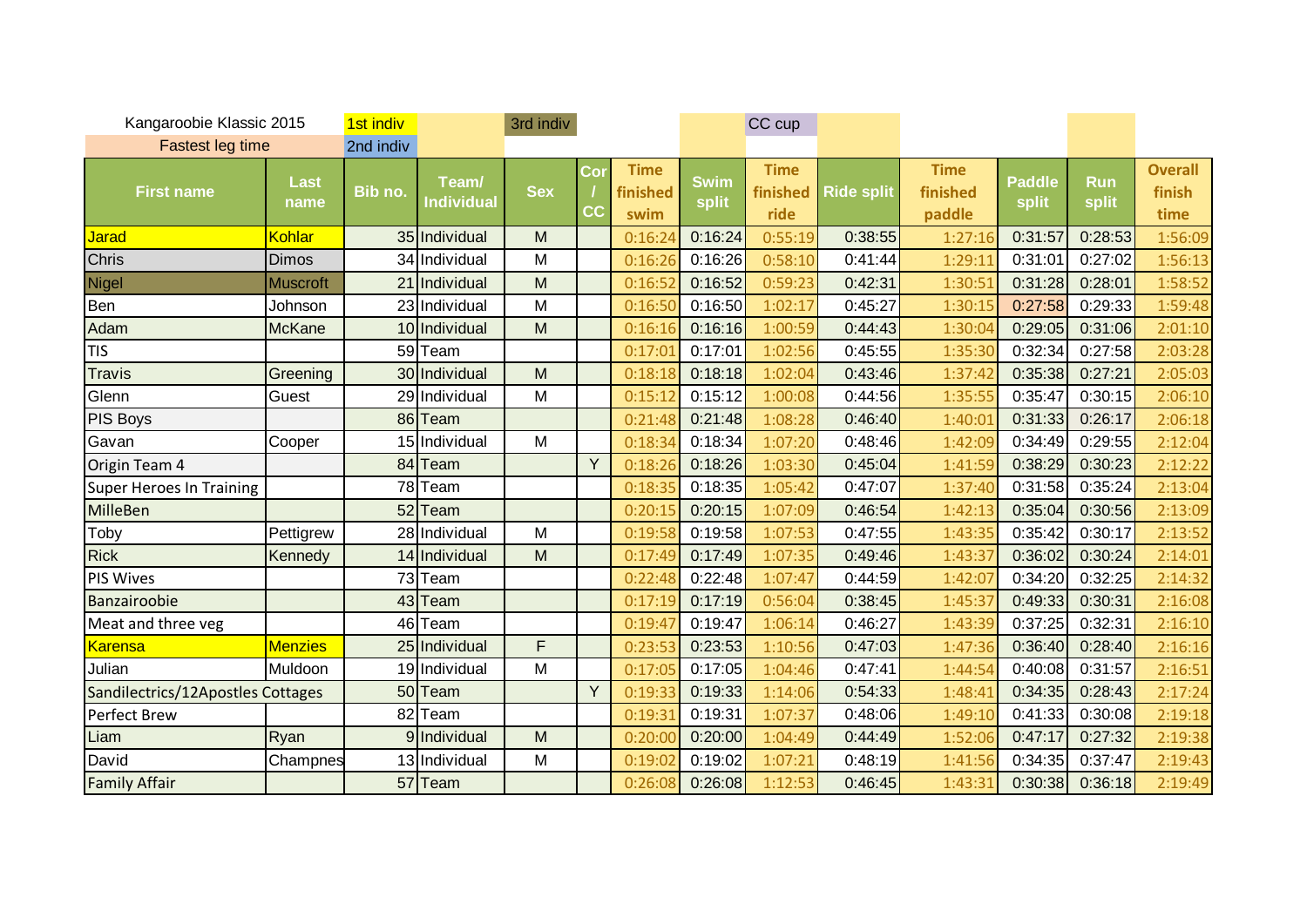Kangaroobie Klassic 2015

Fastest leg time

1st indiv | 2nd indiv | 3rd indiv | CC cup

| First name | Last name | Bib no. | Team/ Individual | Sex | Cor / CC | Time finished swim | Swim split | Time finished ride | Ride split | Time finished paddle | Paddle split | Run split | Overall finish time |
|---|---|---|---|---|---|---|---|---|---|---|---|---|---|
| Jarad | Kohlar | 35 | Individual | M | | 0:16:24 | 0:16:24 | 0:55:19 | 0:38:55 | 1:27:16 | 0:31:57 | 0:28:53 | 1:56:09 |
| Chris | Dimos | 34 | Individual | M | | 0:16:26 | 0:16:26 | 0:58:10 | 0:41:44 | 1:29:11 | 0:31:01 | 0:27:02 | 1:56:13 |
| Nigel | Muscroft | 21 | Individual | M | | 0:16:52 | 0:16:52 | 0:59:23 | 0:42:31 | 1:30:51 | 0:31:28 | 0:28:01 | 1:58:52 |
| Ben | Johnson | 23 | Individual | M | | 0:16:50 | 0:16:50 | 1:02:17 | 0:45:27 | 1:30:15 | 0:27:58 | 0:29:33 | 1:59:48 |
| Adam | McKane | 10 | Individual | M | | 0:16:16 | 0:16:16 | 1:00:59 | 0:44:43 | 1:30:04 | 0:29:05 | 0:31:06 | 2:01:10 |
| TIS | | 59 | Team | | | 0:17:01 | 0:17:01 | 1:02:56 | 0:45:55 | 1:35:30 | 0:32:34 | 0:27:58 | 2:03:28 |
| Travis | Greening | 30 | Individual | M | | 0:18:18 | 0:18:18 | 1:02:04 | 0:43:46 | 1:37:42 | 0:35:38 | 0:27:21 | 2:05:03 |
| Glenn | Guest | 29 | Individual | M | | 0:15:12 | 0:15:12 | 1:00:08 | 0:44:56 | 1:35:55 | 0:35:47 | 0:30:15 | 2:06:10 |
| PIS Boys | | 86 | Team | | | 0:21:48 | 0:21:48 | 1:08:28 | 0:46:40 | 1:40:01 | 0:31:33 | 0:26:17 | 2:06:18 |
| Gavan | Cooper | 15 | Individual | M | | 0:18:34 | 0:18:34 | 1:07:20 | 0:48:46 | 1:42:09 | 0:34:49 | 0:29:55 | 2:12:04 |
| Origin Team 4 | | 84 | Team | | Y | 0:18:26 | 0:18:26 | 1:03:30 | 0:45:04 | 1:41:59 | 0:38:29 | 0:30:23 | 2:12:22 |
| Super Heroes In Training | | 78 | Team | | | 0:18:35 | 0:18:35 | 1:05:42 | 0:47:07 | 1:37:40 | 0:31:58 | 0:35:24 | 2:13:04 |
| MilleBen | | 52 | Team | | | 0:20:15 | 0:20:15 | 1:07:09 | 0:46:54 | 1:42:13 | 0:35:04 | 0:30:56 | 2:13:09 |
| Toby | Pettigrew | 28 | Individual | M | | 0:19:58 | 0:19:58 | 1:07:53 | 0:47:55 | 1:43:35 | 0:35:42 | 0:30:17 | 2:13:52 |
| Rick | Kennedy | 14 | Individual | M | | 0:17:49 | 0:17:49 | 1:07:35 | 0:49:46 | 1:43:37 | 0:36:02 | 0:30:24 | 2:14:01 |
| PIS Wives | | 73 | Team | | | 0:22:48 | 0:22:48 | 1:07:47 | 0:44:59 | 1:42:07 | 0:34:20 | 0:32:25 | 2:14:32 |
| Banzairoobie | | 43 | Team | | | 0:17:19 | 0:17:19 | 0:56:04 | 0:38:45 | 1:45:37 | 0:49:33 | 0:30:31 | 2:16:08 |
| Meat and three veg | | 46 | Team | | | 0:19:47 | 0:19:47 | 1:06:14 | 0:46:27 | 1:43:39 | 0:37:25 | 0:32:31 | 2:16:10 |
| Karensa | Menzies | 25 | Individual | F | | 0:23:53 | 0:23:53 | 1:10:56 | 0:47:03 | 1:47:36 | 0:36:40 | 0:28:40 | 2:16:16 |
| Julian | Muldoon | 19 | Individual | M | | 0:17:05 | 0:17:05 | 1:04:46 | 0:47:41 | 1:44:54 | 0:40:08 | 0:31:57 | 2:16:51 |
| Sandilectrics/12Apostles Cottages | | 50 | Team | | Y | 0:19:33 | 0:19:33 | 1:14:06 | 0:54:33 | 1:48:41 | 0:34:35 | 0:28:43 | 2:17:24 |
| Perfect Brew | | 82 | Team | | | 0:19:31 | 0:19:31 | 1:07:37 | 0:48:06 | 1:49:10 | 0:41:33 | 0:30:08 | 2:19:18 |
| Liam | Ryan | 9 | Individual | M | | 0:20:00 | 0:20:00 | 1:04:49 | 0:44:49 | 1:52:06 | 0:47:17 | 0:27:32 | 2:19:38 |
| David | Champnes | 13 | Individual | M | | 0:19:02 | 0:19:02 | 1:07:21 | 0:48:19 | 1:41:56 | 0:34:35 | 0:37:47 | 2:19:43 |
| Family Affair | | 57 | Team | | | 0:26:08 | 0:26:08 | 1:12:53 | 0:46:45 | 1:43:31 | 0:30:38 | 0:36:18 | 2:19:49 |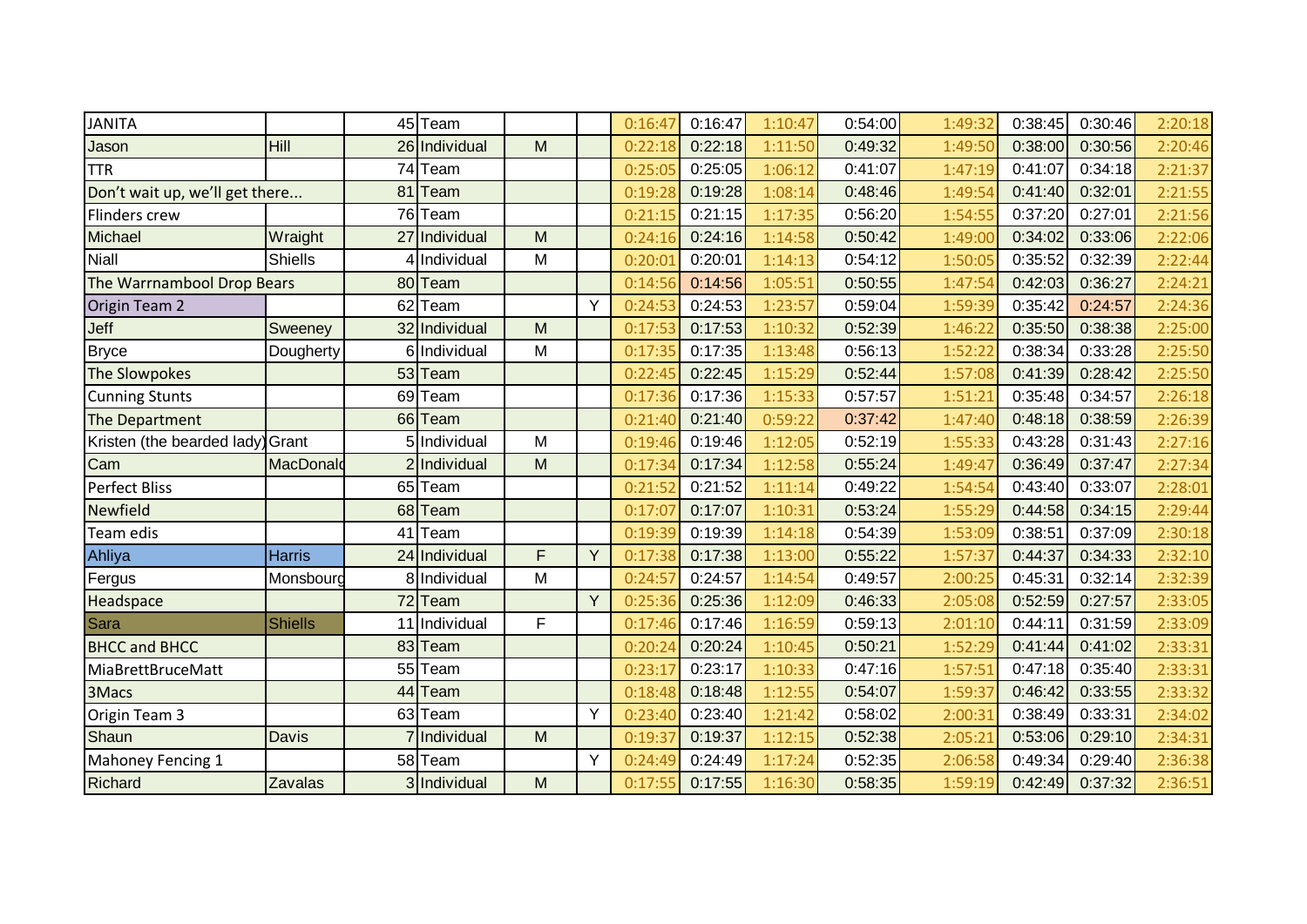| | | | | | | | | | | | | | |
|---|---|---|---|---|---|---|---|---|---|---|---|---|---|
| JANITA | | 45 | Team | | | 0:16:47 | 0:16:47 | 1:10:47 | 0:54:00 | 1:49:32 | 0:38:45 | 0:30:46 | 2:20:18 |
| Jason | Hill | 26 | Individual | M | | 0:22:18 | 0:22:18 | 1:11:50 | 0:49:32 | 1:49:50 | 0:38:00 | 0:30:56 | 2:20:46 |
| TTR | | 74 | Team | | | 0:25:05 | 0:25:05 | 1:06:12 | 0:41:07 | 1:47:19 | 0:41:07 | 0:34:18 | 2:21:37 |
| Don't wait up, we'll get there... | | 81 | Team | | | 0:19:28 | 0:19:28 | 1:08:14 | 0:48:46 | 1:49:54 | 0:41:40 | 0:32:01 | 2:21:55 |
| Flinders crew | | 76 | Team | | | 0:21:15 | 0:21:15 | 1:17:35 | 0:56:20 | 1:54:55 | 0:37:20 | 0:27:01 | 2:21:56 |
| Michael | Wraight | 27 | Individual | M | | 0:24:16 | 0:24:16 | 1:14:58 | 0:50:42 | 1:49:00 | 0:34:02 | 0:33:06 | 2:22:06 |
| Niall | Shiells | 4 | Individual | M | | 0:20:01 | 0:20:01 | 1:14:13 | 0:54:12 | 1:50:05 | 0:35:52 | 0:32:39 | 2:22:44 |
| The Warrnambool Drop Bears | | 80 | Team | | | 0:14:56 | 0:14:56 | 1:05:51 | 0:50:55 | 1:47:54 | 0:42:03 | 0:36:27 | 2:24:21 |
| Origin Team 2 | | 62 | Team | | Y | 0:24:53 | 0:24:53 | 1:23:57 | 0:59:04 | 1:59:39 | 0:35:42 | 0:24:57 | 2:24:36 |
| Jeff | Sweeney | 32 | Individual | M | | 0:17:53 | 0:17:53 | 1:10:32 | 0:52:39 | 1:46:22 | 0:35:50 | 0:38:38 | 2:25:00 |
| Bryce | Dougherty | 6 | Individual | M | | 0:17:35 | 0:17:35 | 1:13:48 | 0:56:13 | 1:52:22 | 0:38:34 | 0:33:28 | 2:25:50 |
| The Slowpokes | | 53 | Team | | | 0:22:45 | 0:22:45 | 1:15:29 | 0:52:44 | 1:57:08 | 0:41:39 | 0:28:42 | 2:25:50 |
| Cunning Stunts | | 69 | Team | | | 0:17:36 | 0:17:36 | 1:15:33 | 0:57:57 | 1:51:21 | 0:35:48 | 0:34:57 | 2:26:18 |
| The Department | | 66 | Team | | | 0:21:40 | 0:21:40 | 0:59:22 | 0:37:42 | 1:47:40 | 0:48:18 | 0:38:59 | 2:26:39 |
| Kristen (the bearded lady) | Grant | 5 | Individual | M | | 0:19:46 | 0:19:46 | 1:12:05 | 0:52:19 | 1:55:33 | 0:43:28 | 0:31:43 | 2:27:16 |
| Cam | MacDonald | 2 | Individual | M | | 0:17:34 | 0:17:34 | 1:12:58 | 0:55:24 | 1:49:47 | 0:36:49 | 0:37:47 | 2:27:34 |
| Perfect Bliss | | 65 | Team | | | 0:21:52 | 0:21:52 | 1:11:14 | 0:49:22 | 1:54:54 | 0:43:40 | 0:33:07 | 2:28:01 |
| Newfield | | 68 | Team | | | 0:17:07 | 0:17:07 | 1:10:31 | 0:53:24 | 1:55:29 | 0:44:58 | 0:34:15 | 2:29:44 |
| Team edis | | 41 | Team | | | 0:19:39 | 0:19:39 | 1:14:18 | 0:54:39 | 1:53:09 | 0:38:51 | 0:37:09 | 2:30:18 |
| Ahliya | Harris | 24 | Individual | F | Y | 0:17:38 | 0:17:38 | 1:13:00 | 0:55:22 | 1:57:37 | 0:44:37 | 0:34:33 | 2:32:10 |
| Fergus | Monsbourg | 8 | Individual | M | | 0:24:57 | 0:24:57 | 1:14:54 | 0:49:57 | 2:00:25 | 0:45:31 | 0:32:14 | 2:32:39 |
| Headspace | | 72 | Team | | Y | 0:25:36 | 0:25:36 | 1:12:09 | 0:46:33 | 2:05:08 | 0:52:59 | 0:27:57 | 2:33:05 |
| Sara | Shiells | 11 | Individual | F | | 0:17:46 | 0:17:46 | 1:16:59 | 0:59:13 | 2:01:10 | 0:44:11 | 0:31:59 | 2:33:09 |
| BHCC and BHCC | | 83 | Team | | | 0:20:24 | 0:20:24 | 1:10:45 | 0:50:21 | 1:52:29 | 0:41:44 | 0:41:02 | 2:33:31 |
| MiaBrettBruceMatt | | 55 | Team | | | 0:23:17 | 0:23:17 | 1:10:33 | 0:47:16 | 1:57:51 | 0:47:18 | 0:35:40 | 2:33:31 |
| 3Macs | | 44 | Team | | | 0:18:48 | 0:18:48 | 1:12:55 | 0:54:07 | 1:59:37 | 0:46:42 | 0:33:55 | 2:33:32 |
| Origin Team 3 | | 63 | Team | | Y | 0:23:40 | 0:23:40 | 1:21:42 | 0:58:02 | 2:00:31 | 0:38:49 | 0:33:31 | 2:34:02 |
| Shaun | Davis | 7 | Individual | M | | 0:19:37 | 0:19:37 | 1:12:15 | 0:52:38 | 2:05:21 | 0:53:06 | 0:29:10 | 2:34:31 |
| Mahoney Fencing 1 | | 58 | Team | | Y | 0:24:49 | 0:24:49 | 1:17:24 | 0:52:35 | 2:06:58 | 0:49:34 | 0:29:40 | 2:36:38 |
| Richard | Zavalas | 3 | Individual | M | | 0:17:55 | 0:17:55 | 1:16:30 | 0:58:35 | 1:59:19 | 0:42:49 | 0:37:32 | 2:36:51 |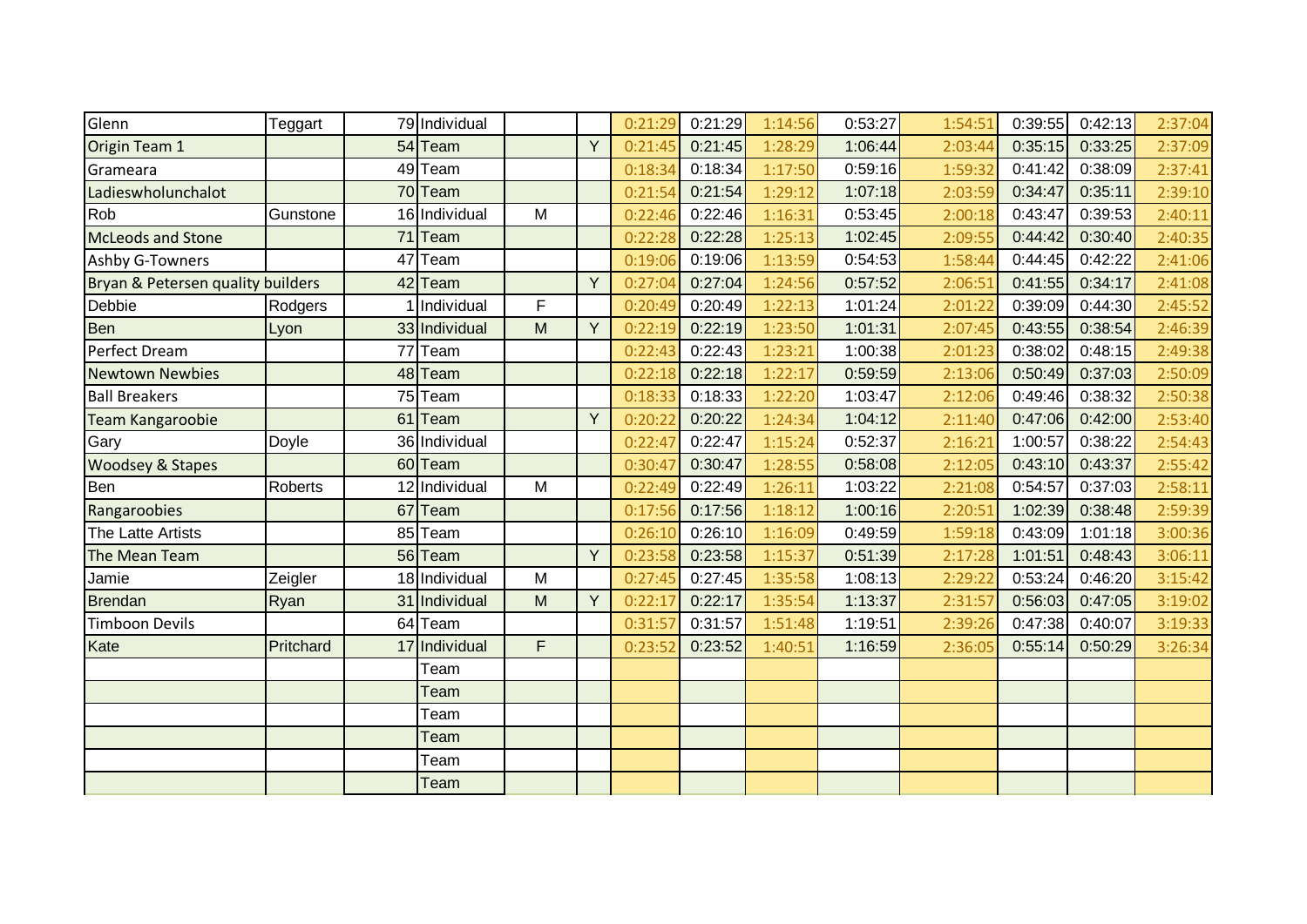| | | | | | | | | | | | | | |
|---|---|---|---|---|---|---|---|---|---|---|---|---|---|
| Glenn | Teggart | 79 | Individual | | | 0:21:29 | 0:21:29 | 1:14:56 | 0:53:27 | 1:54:51 | 0:39:55 | 0:42:13 | 2:37:04 |
| Origin Team 1 | | 54 | Team | | Y | 0:21:45 | 0:21:45 | 1:28:29 | 1:06:44 | 2:03:44 | 0:35:15 | 0:33:25 | 2:37:09 |
| Grameara | | 49 | Team | | | 0:18:34 | 0:18:34 | 1:17:50 | 0:59:16 | 1:59:32 | 0:41:42 | 0:38:09 | 2:37:41 |
| Ladieswholunchalot | | 70 | Team | | | 0:21:54 | 0:21:54 | 1:29:12 | 1:07:18 | 2:03:59 | 0:34:47 | 0:35:11 | 2:39:10 |
| Rob | Gunstone | 16 | Individual | M | | 0:22:46 | 0:22:46 | 1:16:31 | 0:53:45 | 2:00:18 | 0:43:47 | 0:39:53 | 2:40:11 |
| McLeods and Stone | | 71 | Team | | | 0:22:28 | 0:22:28 | 1:25:13 | 1:02:45 | 2:09:55 | 0:44:42 | 0:30:40 | 2:40:35 |
| Ashby G-Towners | | 47 | Team | | | 0:19:06 | 0:19:06 | 1:13:59 | 0:54:53 | 1:58:44 | 0:44:45 | 0:42:22 | 2:41:06 |
| Bryan & Petersen quality builders | | 42 | Team | | Y | 0:27:04 | 0:27:04 | 1:24:56 | 0:57:52 | 2:06:51 | 0:41:55 | 0:34:17 | 2:41:08 |
| Debbie | Rodgers | 1 | Individual | F | | 0:20:49 | 0:20:49 | 1:22:13 | 1:01:24 | 2:01:22 | 0:39:09 | 0:44:30 | 2:45:52 |
| Ben | Lyon | 33 | Individual | M | Y | 0:22:19 | 0:22:19 | 1:23:50 | 1:01:31 | 2:07:45 | 0:43:55 | 0:38:54 | 2:46:39 |
| Perfect Dream | | 77 | Team | | | 0:22:43 | 0:22:43 | 1:23:21 | 1:00:38 | 2:01:23 | 0:38:02 | 0:48:15 | 2:49:38 |
| Newtown Newbies | | 48 | Team | | | 0:22:18 | 0:22:18 | 1:22:17 | 0:59:59 | 2:13:06 | 0:50:49 | 0:37:03 | 2:50:09 |
| Ball Breakers | | 75 | Team | | | 0:18:33 | 0:18:33 | 1:22:20 | 1:03:47 | 2:12:06 | 0:49:46 | 0:38:32 | 2:50:38 |
| Team Kangaroobie | | 61 | Team | | Y | 0:20:22 | 0:20:22 | 1:24:34 | 1:04:12 | 2:11:40 | 0:47:06 | 0:42:00 | 2:53:40 |
| Gary | Doyle | 36 | Individual | | | 0:22:47 | 0:22:47 | 1:15:24 | 0:52:37 | 2:16:21 | 1:00:57 | 0:38:22 | 2:54:43 |
| Woodsey & Stapes | | 60 | Team | | | 0:30:47 | 0:30:47 | 1:28:55 | 0:58:08 | 2:12:05 | 0:43:10 | 0:43:37 | 2:55:42 |
| Ben | Roberts | 12 | Individual | M | | 0:22:49 | 0:22:49 | 1:26:11 | 1:03:22 | 2:21:08 | 0:54:57 | 0:37:03 | 2:58:11 |
| Rangaroobies | | 67 | Team | | | 0:17:56 | 0:17:56 | 1:18:12 | 1:00:16 | 2:20:51 | 1:02:39 | 0:38:48 | 2:59:39 |
| The Latte Artists | | 85 | Team | | | 0:26:10 | 0:26:10 | 1:16:09 | 0:49:59 | 1:59:18 | 0:43:09 | 1:01:18 | 3:00:36 |
| The Mean Team | | 56 | Team | | Y | 0:23:58 | 0:23:58 | 1:15:37 | 0:51:39 | 2:17:28 | 1:01:51 | 0:48:43 | 3:06:11 |
| Jamie | Zeigler | 18 | Individual | M | | 0:27:45 | 0:27:45 | 1:35:58 | 1:08:13 | 2:29:22 | 0:53:24 | 0:46:20 | 3:15:42 |
| Brendan | Ryan | 31 | Individual | M | Y | 0:22:17 | 0:22:17 | 1:35:54 | 1:13:37 | 2:31:57 | 0:56:03 | 0:47:05 | 3:19:02 |
| Timboon Devils | | 64 | Team | | | 0:31:57 | 0:31:57 | 1:51:48 | 1:19:51 | 2:39:26 | 0:47:38 | 0:40:07 | 3:19:33 |
| Kate | Pritchard | 17 | Individual | F | | 0:23:52 | 0:23:52 | 1:40:51 | 1:16:59 | 2:36:05 | 0:55:14 | 0:50:29 | 3:26:34 |
| | | | Team | | | | | | | | | | |
| | | | Team | | | | | | | | | | |
| | | | Team | | | | | | | | | | |
| | | | Team | | | | | | | | | | |
| | | | Team | | | | | | | | | | |
| | | | Team | | | | | | | | | | |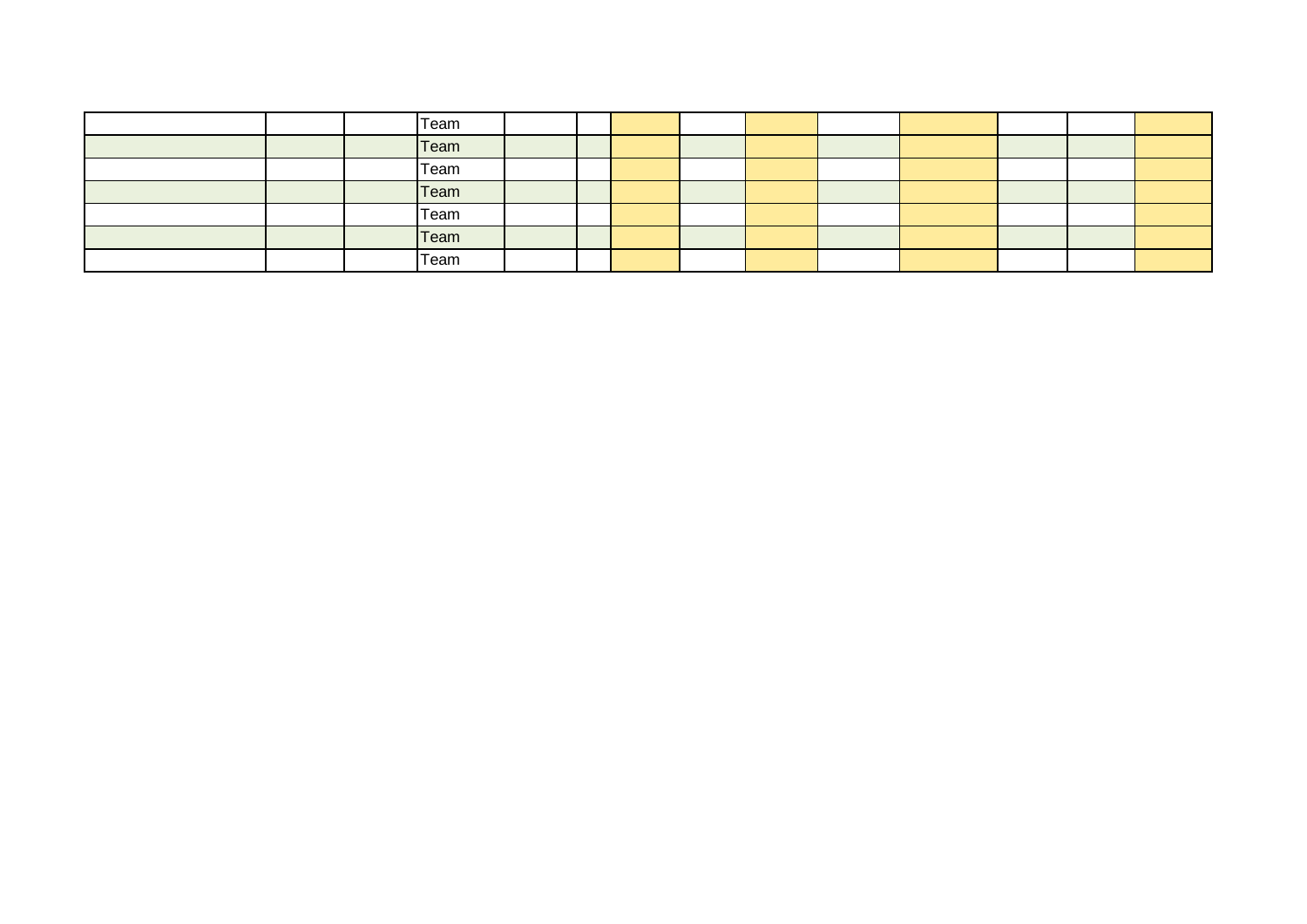| | | | | | | | | | | | | | |
|---|---|---|---|---|---|---|---|---|---|---|---|---|---|
| | | | Team | | | | | | | | | | |
| | | | Team | | | | | | | | | | |
| | | | Team | | | | | | | | | | |
| | | | Team | | | | | | | | | | |
| | | | Team | | | | | | | | | | |
| | | | Team | | | | | | | | | | |
| | | | Team | | | | | | | | | | |